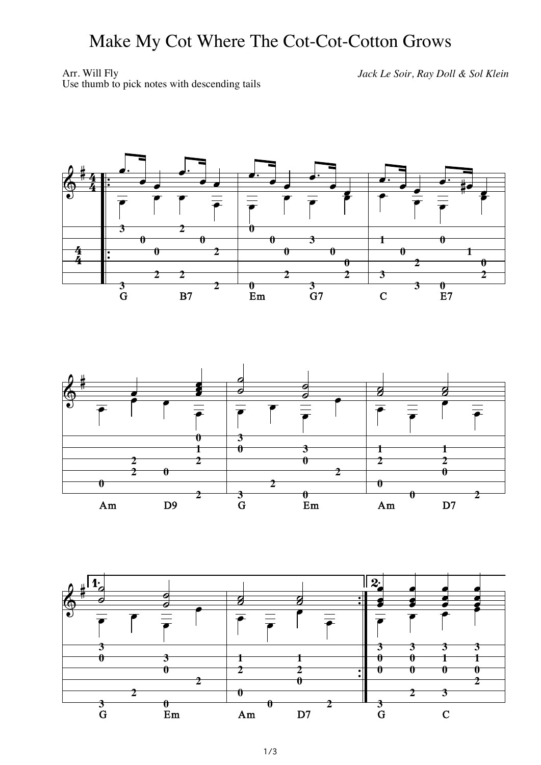# Make My Cot Where The Cot-Cot-Cotton Grows

Arr. Will Fly
Use thumb to pick notes with descending tails

*Jack Le Soir, Ray Doll & Sol Klein*

G B7 Em G7 C E7

Am D9 G Em Am D7

G Em Am D7 G C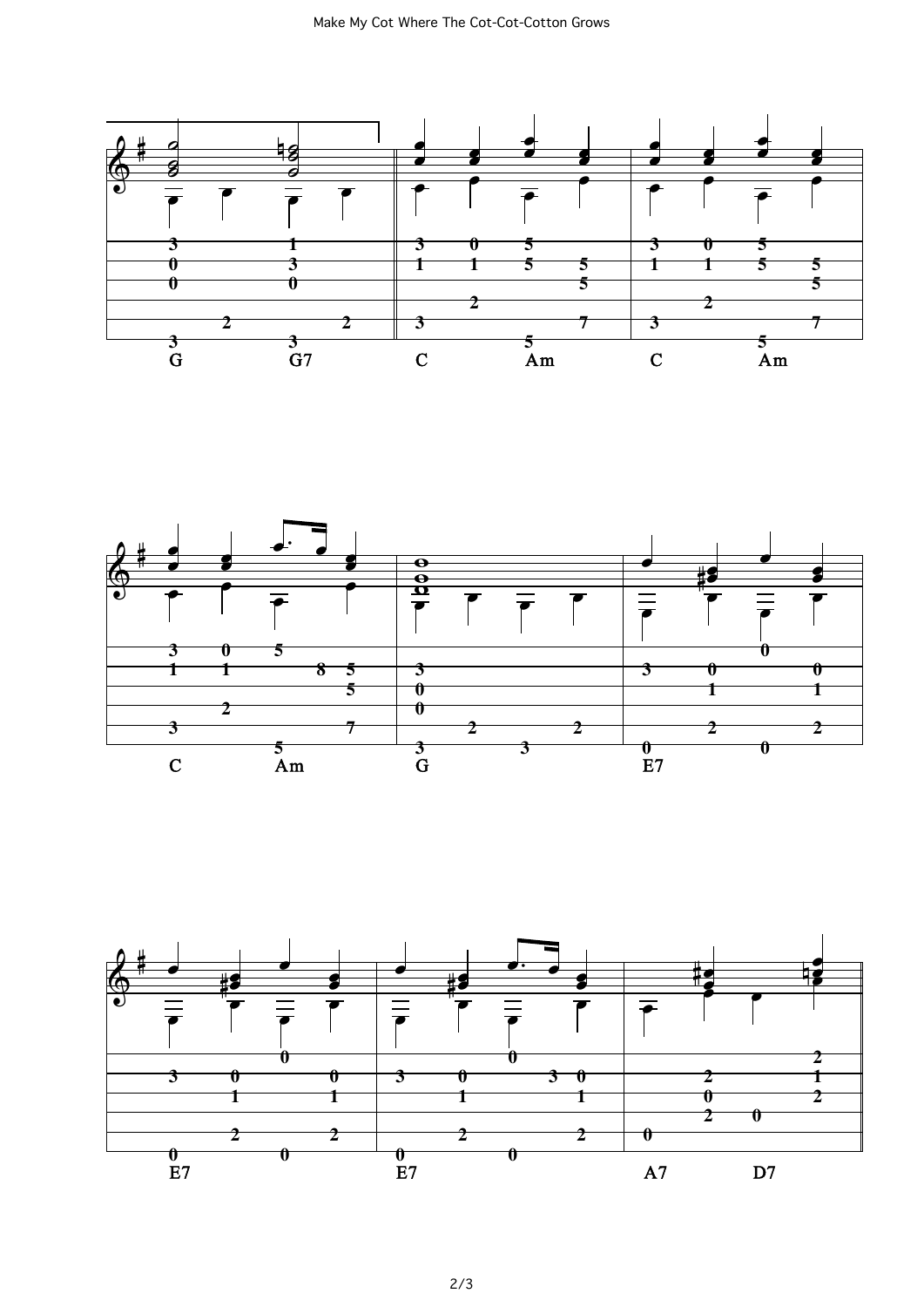G G7 C Am C Am

C Am G E7

E7 E7 A7 D7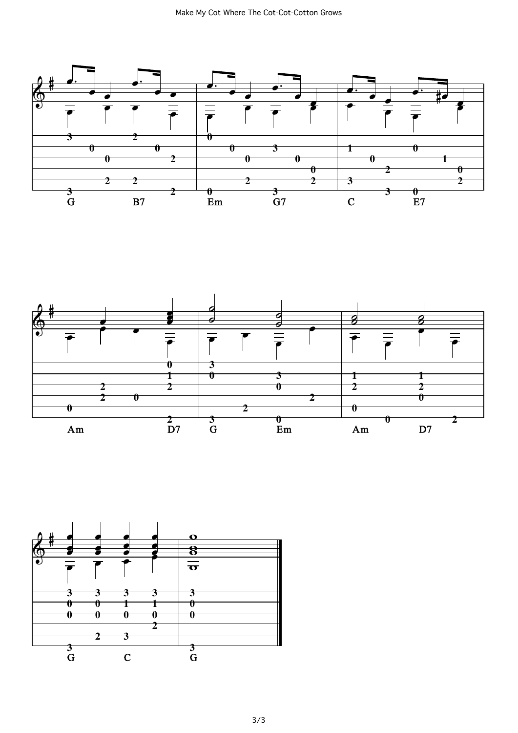G B7 Em G7 C E7

Am D7 G Em Am D7

G C G